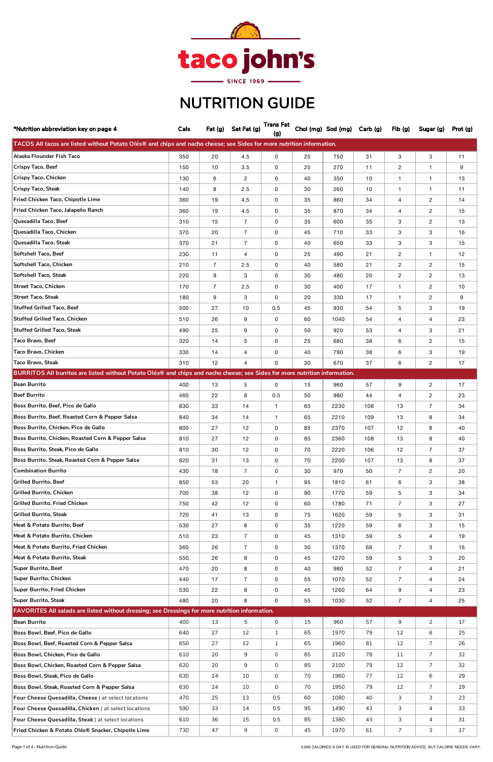# taco john's

SINCE 1969

# NUTRITION GUIDE

| *Nutrition abbreviation key on page 4 | Cals | Fat (g) | Sat Fat (g) | Trans Fat (g) | Chol (mg) | Sod (mg) | Carb (g) | Fib (g) | Sugar (g) | Prot (g) |
|---|---|---|---|---|---|---|---|---|---|---|
| **TACOS All tacos are listed without Potato Olés® and chips and nacho cheese; see Sides for more nutrition information.** | | | | | | | | | | |
| Alaska Flounder Fish Taco | 350 | 20 | 4.5 | 0 | 25 | 750 | 31 | 3 | 3 | 11 |
| Crispy Taco, Beef | 150 | 10 | 3.5 | 0 | 25 | 270 | 11 | 2 | 1 | 9 |
| Crispy Taco, Chicken | 130 | 6 | 2 | 0 | 40 | 350 | 10 | 1 | 1 | 13 |
| Crispy Taco, Steak | 140 | 8 | 2.5 | 0 | 30 | 260 | 10 | 1 | 1 | 11 |
| Fried Chicken Taco, Chipotle Lime | 360 | 19 | 4.5 | 0 | 35 | 860 | 34 | 4 | 2 | 14 |
| Fried Chicken Taco, Jalapeño Ranch | 360 | 19 | 4.5 | 0 | 35 | 870 | 34 | 4 | 2 | 15 |
| Quesadilla Taco, Beef | 310 | 15 | 7 | 0 | 35 | 600 | 35 | 3 | 2 | 13 |
| Quesadilla Taco, Chicken | 370 | 20 | 7 | 0 | 45 | 710 | 33 | 3 | 3 | 16 |
| Quesadilla Taco, Steak | 370 | 21 | 7 | 0 | 40 | 650 | 33 | 3 | 3 | 15 |
| Softshell Taco, Beef | 230 | 11 | 4 | 0 | 25 | 490 | 21 | 2 | 1 | 12 |
| Softshell Taco, Chicken | 210 | 7 | 2.5 | 0 | 40 | 580 | 21 | 2 | 2 | 15 |
| Softshell Taco, Steak | 220 | 9 | 3 | 0 | 30 | 480 | 20 | 2 | 2 | 13 |
| Street Taco, Chicken | 170 | 7 | 2.5 | 0 | 30 | 400 | 17 | 1 | 2 | 10 |
| Street Taco, Steak | 180 | 9 | 3 | 0 | 20 | 330 | 17 | 1 | 2 | 9 |
| Stuffed Grilled Taco, Beef | 500 | 27 | 10 | 0.5 | 45 | 930 | 54 | 5 | 3 | 19 |
| Stuffed Grilled Taco, Chicken | 510 | 26 | 9 | 0 | 60 | 1040 | 54 | 4 | 4 | 23 |
| Stuffed Grilled Taco, Steak | 490 | 25 | 9 | 0 | 50 | 920 | 53 | 4 | 3 | 21 |
| Taco Bravo, Beef | 320 | 14 | 5 | 0 | 25 | 680 | 38 | 6 | 2 | 15 |
| Taco Bravo, Chicken | 330 | 14 | 4 | 0 | 40 | 790 | 38 | 6 | 3 | 19 |
| Taco Bravo, Steak | 310 | 12 | 4 | 0 | 30 | 670 | 37 | 6 | 2 | 17 |
| **BURRITOS All burritos are listed without Potato Olés® and chips and nacho cheese; see Sides for more nutrition information.** | | | | | | | | | | |
| Bean Burrito | 400 | 13 | 5 | 0 | 15 | 960 | 57 | 9 | 2 | 17 |
| Beef Burrito | 460 | 22 | 8 | 0.5 | 50 | 980 | 44 | 4 | 2 | 23 |
| Boss Burrito, Beef, Pico de Gallo | 830 | 33 | 14 | 1 | 65 | 2230 | 108 | 13 | 7 | 34 |
| Boss Burrito, Beef, Roasted Corn & Pepper Salsa | 840 | 34 | 14 | 1 | 65 | 2210 | 109 | 13 | 8 | 34 |
| Boss Burrito, Chicken, Pico de Gallo | 800 | 27 | 12 | 0 | 85 | 2370 | 107 | 12 | 8 | 40 |
| Boss Burrito, Chicken, Roasted Corn & Pepper Salsa | 810 | 27 | 12 | 0 | 85 | 2360 | 108 | 13 | 8 | 40 |
| Boss Burrito, Steak, Pico de Gallo | 810 | 30 | 12 | 0 | 70 | 2220 | 106 | 12 | 7 | 37 |
| Boss Burrito, Steak, Roasted Corn & Pepper Salsa | 820 | 31 | 13 | 0 | 70 | 2200 | 107 | 13 | 8 | 37 |
| Combination Burrito | 430 | 18 | 7 | 0 | 30 | 970 | 50 | 7 | 2 | 20 |
| Grilled Burrito, Beef | 850 | 53 | 20 | 1 | 95 | 1810 | 61 | 6 | 3 | 38 |
| Grilled Burrito, Chicken | 700 | 38 | 12 | 0 | 90 | 1770 | 59 | 5 | 3 | 34 |
| Grilled Burrito, Fried Chicken | 750 | 42 | 12 | 0 | 60 | 1780 | 71 | 7 | 3 | 27 |
| Grilled Burrito, Steak | 720 | 41 | 13 | 0 | 75 | 1620 | 59 | 5 | 3 | 31 |
| Meat & Potato Burrito, Beef | 530 | 27 | 8 | 0 | 35 | 1220 | 59 | 6 | 3 | 15 |
| Meat & Potato Burrito, Chicken | 510 | 23 | 7 | 0 | 45 | 1310 | 59 | 5 | 4 | 19 |
| Meat & Potato Burrito, Fried Chicken | 560 | 26 | 7 | 0 | 30 | 1370 | 68 | 7 | 3 | 16 |
| Meat & Potato Burrito, Steak | 550 | 26 | 8 | 0 | 45 | 1270 | 59 | 5 | 3 | 20 |
| Super Burrito, Beef | 470 | 20 | 8 | 0 | 40 | 980 | 52 | 7 | 4 | 21 |
| Super Burrito, Chicken | 440 | 17 | 7 | 0 | 55 | 1070 | 52 | 7 | 4 | 24 |
| Super Burrito, Fried Chicken | 530 | 22 | 8 | 0 | 45 | 1260 | 64 | 9 | 4 | 23 |
| Super Burrito, Steak | 480 | 20 | 8 | 0 | 55 | 1030 | 52 | 7 | 4 | 25 |
| **FAVORITES All salads are listed without dressing; see Dressings for more nutrition information.** | | | | | | | | | | |
| Bean Burrito | 400 | 13 | 5 | 0 | 15 | 960 | 57 | 9 | 2 | 17 |
| Boss Bowl, Beef, Pico de Gallo | 640 | 27 | 12 | 1 | 65 | 1970 | 79 | 12 | 6 | 25 |
| Boss Bowl, Beef, Roasted Corn & Pepper Salsa | 650 | 27 | 12 | 1 | 65 | 1960 | 81 | 12 | 7 | 26 |
| Boss Bowl, Chicken, Pico de Gallo | 610 | 20 | 9 | 0 | 85 | 2120 | 78 | 11 | 7 | 32 |
| Boss Bowl, Chicken, Roasted Corn & Pepper Salsa | 620 | 20 | 9 | 0 | 85 | 2100 | 79 | 12 | 7 | 32 |
| Boss Bowl, Steak, Pico de Gallo | 630 | 24 | 10 | 0 | 70 | 1960 | 77 | 12 | 6 | 29 |
| Boss Bowl, Steak, Roasted Corn & Pepper Salsa | 630 | 24 | 10 | 0 | 70 | 1950 | 79 | 12 | 7 | 29 |
| Four Cheese Quesadilla, Cheese \| at select locations | 470 | 25 | 13 | 0.5 | 60 | 1080 | 40 | 3 | 3 | 23 |
| Four Cheese Quesadilla, Chicken \| at select locations | 590 | 33 | 14 | 0.5 | 95 | 1490 | 43 | 3 | 4 | 33 |
| Four Cheese Quesadilla, Steak \| at select locations | 610 | 36 | 15 | 0.5 | 85 | 1380 | 43 | 3 | 4 | 31 |
| Fried Chicken & Potato Olés® Snacker, Chipotle Lime | 730 | 47 | 9 | 0 | 45 | 1970 | 61 | 7 | 3 | 17 |

2,000 CALORIES A DAY IS USED FOR GENERAL NUTRITION ADVICE, BUT CALORIE NEEDS VARY.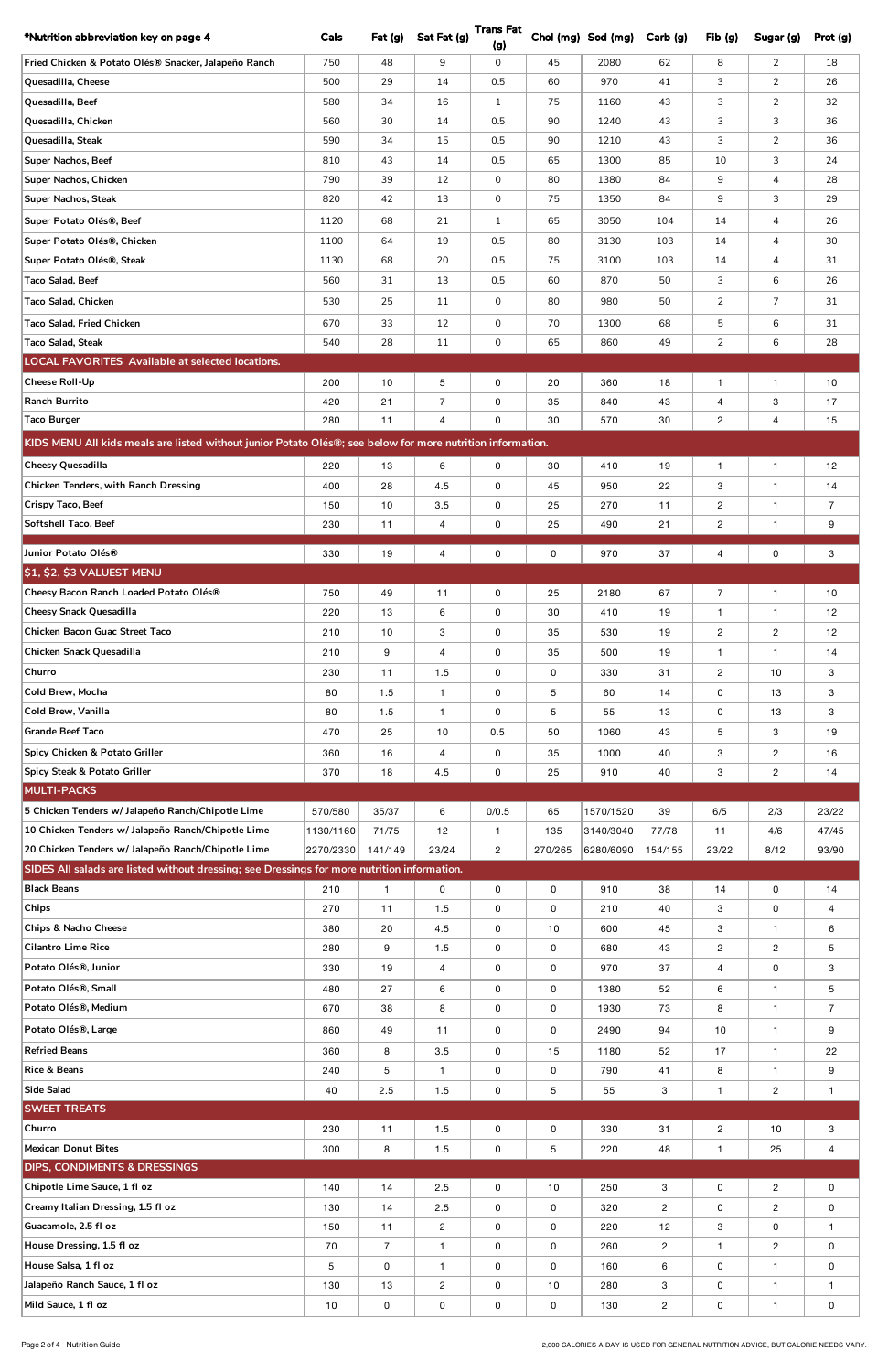| *Nutrition abbreviation key on page 4 | Cals | Fat (g) | Sat Fat (g) | Trans Fat (g) | Chol (mg) | Sod (mg) | Carb (g) | Fib (g) | Sugar (g) | Prot (g) |
|---|---|---|---|---|---|---|---|---|---|---|
| Fried Chicken & Potato Olés® Snacker, Jalapeño Ranch | 750 | 48 | 9 | 0 | 45 | 2080 | 62 | 8 | 2 | 18 |
| Quesadilla, Cheese | 500 | 29 | 14 | 0.5 | 60 | 970 | 41 | 3 | 2 | 26 |
| Quesadilla, Beef | 580 | 34 | 16 | 1 | 75 | 1160 | 43 | 3 | 2 | 32 |
| Quesadilla, Chicken | 560 | 30 | 14 | 0.5 | 90 | 1240 | 43 | 3 | 3 | 36 |
| Quesadilla, Steak | 590 | 34 | 15 | 0.5 | 90 | 1210 | 43 | 3 | 2 | 36 |
| Super Nachos, Beef | 810 | 43 | 14 | 0.5 | 65 | 1300 | 85 | 10 | 3 | 24 |
| Super Nachos, Chicken | 790 | 39 | 12 | 0 | 80 | 1380 | 84 | 9 | 4 | 28 |
| Super Nachos, Steak | 820 | 42 | 13 | 0 | 75 | 1350 | 84 | 9 | 3 | 29 |
| Super Potato Olés®, Beef | 1120 | 68 | 21 | 1 | 65 | 3050 | 104 | 14 | 4 | 26 |
| Super Potato Olés®, Chicken | 1100 | 64 | 19 | 0.5 | 80 | 3130 | 103 | 14 | 4 | 30 |
| Super Potato Olés®, Steak | 1130 | 68 | 20 | 0.5 | 75 | 3100 | 103 | 14 | 4 | 31 |
| Taco Salad, Beef | 560 | 31 | 13 | 0.5 | 60 | 870 | 50 | 3 | 6 | 26 |
| Taco Salad, Chicken | 530 | 25 | 11 | 0 | 80 | 980 | 50 | 2 | 7 | 31 |
| Taco Salad, Fried Chicken | 670 | 33 | 12 | 0 | 70 | 1300 | 68 | 5 | 6 | 31 |
| Taco Salad, Steak | 540 | 28 | 11 | 0 | 65 | 860 | 49 | 2 | 6 | 28 |
| **LOCAL FAVORITES Available at selected locations.** | | | | | | | | | | |
| Cheese Roll-Up | 200 | 10 | 5 | 0 | 20 | 360 | 18 | 1 | 1 | 10 |
| Ranch Burrito | 420 | 21 | 7 | 0 | 35 | 840 | 43 | 4 | 3 | 17 |
| Taco Burger | 280 | 11 | 4 | 0 | 30 | 570 | 30 | 2 | 4 | 15 |
| **KIDS MENU All kids meals are listed without junior Potato Olés®; see below for more nutrition information.** | | | | | | | | | | |
| Cheesy Quesadilla | 220 | 13 | 6 | 0 | 30 | 410 | 19 | 1 | 1 | 12 |
| Chicken Tenders, with Ranch Dressing | 400 | 28 | 4.5 | 0 | 45 | 950 | 22 | 3 | 1 | 14 |
| Crispy Taco, Beef | 150 | 10 | 3.5 | 0 | 25 | 270 | 11 | 2 | 1 | 7 |
| Softshell Taco, Beef | 230 | 11 | 4 | 0 | 25 | 490 | 21 | 2 | 1 | 9 |
| Junior Potato Olés® | 330 | 19 | 4 | 0 | 0 | 970 | 37 | 4 | 0 | 3 |
| **$1, $2, $3 VALUEST MENU** | | | | | | | | | | |
| Cheesy Bacon Ranch Loaded Potato Olés® | 750 | 49 | 11 | 0 | 25 | 2180 | 67 | 7 | 1 | 10 |
| Cheesy Snack Quesadilla | 220 | 13 | 6 | 0 | 30 | 410 | 19 | 1 | 1 | 12 |
| Chicken Bacon Guac Street Taco | 210 | 10 | 3 | 0 | 35 | 530 | 19 | 2 | 2 | 12 |
| Chicken Snack Quesadilla | 210 | 9 | 4 | 0 | 35 | 500 | 19 | 1 | 1 | 14 |
| Churro | 230 | 11 | 1.5 | 0 | 0 | 330 | 31 | 2 | 10 | 3 |
| Cold Brew, Mocha | 80 | 1.5 | 1 | 0 | 5 | 60 | 14 | 0 | 13 | 3 |
| Cold Brew, Vanilla | 80 | 1.5 | 1 | 0 | 5 | 55 | 13 | 0 | 13 | 3 |
| Grande Beef Taco | 470 | 25 | 10 | 0.5 | 50 | 1060 | 43 | 5 | 3 | 19 |
| Spicy Chicken & Potato Griller | 360 | 16 | 4 | 0 | 35 | 1000 | 40 | 3 | 2 | 16 |
| Spicy Steak & Potato Griller | 370 | 18 | 4.5 | 0 | 25 | 910 | 40 | 3 | 2 | 14 |
| **MULTI-PACKS** | | | | | | | | | | |
| 5 Chicken Tenders w/ Jalapeño Ranch/Chipotle Lime | 570/580 | 35/37 | 6 | 0/0.5 | 65 | 1570/1520 | 39 | 6/5 | 2/3 | 23/22 |
| 10 Chicken Tenders w/ Jalapeño Ranch/Chipotle Lime | 1130/1160 | 71/75 | 12 | 1 | 135 | 3140/3040 | 77/78 | 11 | 4/6 | 47/45 |
| 20 Chicken Tenders w/ Jalapeño Ranch/Chipotle Lime | 2270/2330 | 141/149 | 23/24 | 2 | 270/265 | 6280/6090 | 154/155 | 23/22 | 8/12 | 93/90 |
| **SIDES All salads are listed without dressing; see Dressings for more nutrition information.** | | | | | | | | | | |
| Black Beans | 210 | 1 | 0 | 0 | 0 | 910 | 38 | 14 | 0 | 14 |
| Chips | 270 | 11 | 1.5 | 0 | 0 | 210 | 40 | 3 | 0 | 4 |
| Chips & Nacho Cheese | 380 | 20 | 4.5 | 0 | 10 | 600 | 45 | 3 | 1 | 6 |
| Cilantro Lime Rice | 280 | 9 | 1.5 | 0 | 0 | 680 | 43 | 2 | 2 | 5 |
| Potato Olés®, Junior | 330 | 19 | 4 | 0 | 0 | 970 | 37 | 4 | 0 | 3 |
| Potato Olés®, Small | 480 | 27 | 6 | 0 | 0 | 1380 | 52 | 6 | 1 | 5 |
| Potato Olés®, Medium | 670 | 38 | 8 | 0 | 0 | 1930 | 73 | 8 | 1 | 7 |
| Potato Olés®, Large | 860 | 49 | 11 | 0 | 0 | 2490 | 94 | 10 | 1 | 9 |
| Refried Beans | 360 | 8 | 3.5 | 0 | 15 | 1180 | 52 | 17 | 1 | 22 |
| Rice & Beans | 240 | 5 | 1 | 0 | 0 | 790 | 41 | 8 | 1 | 9 |
| Side Salad | 40 | 2.5 | 1.5 | 0 | 5 | 55 | 3 | 1 | 2 | 1 |
| **SWEET TREATS** | | | | | | | | | | |
| Churro | 230 | 11 | 1.5 | 0 | 0 | 330 | 31 | 2 | 10 | 3 |
| Mexican Donut Bites | 300 | 8 | 1.5 | 0 | 5 | 220 | 48 | 1 | 25 | 4 |
| **DIPS, CONDIMENTS & DRESSINGS** | | | | | | | | | | |
| Chipotle Lime Sauce, 1 fl oz | 140 | 14 | 2.5 | 0 | 10 | 250 | 3 | 0 | 2 | 0 |
| Creamy Italian Dressing, 1.5 fl oz | 130 | 14 | 2.5 | 0 | 0 | 320 | 2 | 0 | 2 | 0 |
| Guacamole, 2.5 fl oz | 150 | 11 | 2 | 0 | 0 | 220 | 12 | 3 | 0 | 1 |
| House Dressing, 1.5 fl oz | 70 | 7 | 1 | 0 | 0 | 260 | 2 | 1 | 2 | 0 |
| House Salsa, 1 fl oz | 5 | 0 | 1 | 0 | 0 | 160 | 6 | 0 | 1 | 0 |
| Jalapeño Ranch Sauce, 1 fl oz | 130 | 13 | 2 | 0 | 10 | 280 | 3 | 0 | 1 | 1 |
| Mild Sauce, 1 fl oz | 10 | 0 | 0 | 0 | 0 | 130 | 2 | 0 | 1 | 0 |

2,000 CALORIES A DAY IS USED FOR GENERAL NUTRITION ADVICE, BUT CALORIE NEEDS VARY.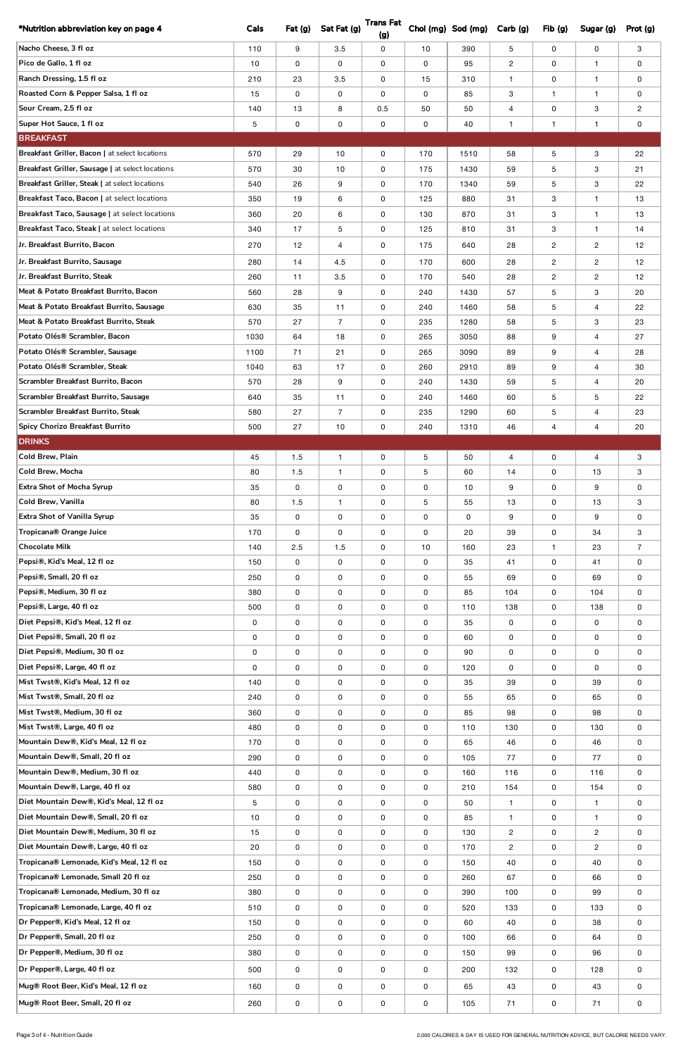| *Nutrition abbreviation key on page 4 | Cals | Fat (g) | Sat Fat (g) | Trans Fat (g) | Chol (mg) | Sod (mg) | Carb (g) | Fib (g) | Sugar (g) | Prot (g) |
|---|---|---|---|---|---|---|---|---|---|---|
| Nacho Cheese, 3 fl oz | 110 | 9 | 3.5 | 0 | 10 | 390 | 5 | 0 | 0 | 3 |
| Pico de Gallo, 1 fl oz | 10 | 0 | 0 | 0 | 0 | 95 | 2 | 0 | 1 | 0 |
| Ranch Dressing, 1.5 fl oz | 210 | 23 | 3.5 | 0 | 15 | 310 | 1 | 0 | 1 | 0 |
| Roasted Corn & Pepper Salsa, 1 fl oz | 15 | 0 | 0 | 0 | 0 | 85 | 3 | 1 | 1 | 0 |
| Sour Cream, 2.5 fl oz | 140 | 13 | 8 | 0.5 | 50 | 50 | 4 | 0 | 3 | 2 |
| Super Hot Sauce, 1 fl oz | 5 | 0 | 0 | 0 | 0 | 40 | 1 | 1 | 1 | 0 |
| **BREAKFAST** | | | | | | | | | | |
| Breakfast Griller, Bacon \| at select locations | 570 | 29 | 10 | 0 | 170 | 1510 | 58 | 5 | 3 | 22 |
| Breakfast Griller, Sausage \| at select locations | 570 | 30 | 10 | 0 | 175 | 1430 | 59 | 5 | 3 | 21 |
| Breakfast Griller, Steak \| at select locations | 540 | 26 | 9 | 0 | 170 | 1340 | 59 | 5 | 3 | 22 |
| Breakfast Taco, Bacon \| at select locations | 350 | 19 | 6 | 0 | 125 | 880 | 31 | 3 | 1 | 13 |
| Breakfast Taco, Sausage \| at select locations | 360 | 20 | 6 | 0 | 130 | 870 | 31 | 3 | 1 | 13 |
| Breakfast Taco, Steak \| at select locations | 340 | 17 | 5 | 0 | 125 | 810 | 31 | 3 | 1 | 14 |
| Jr. Breakfast Burrito, Bacon | 270 | 12 | 4 | 0 | 175 | 640 | 28 | 2 | 2 | 12 |
| Jr. Breakfast Burrito, Sausage | 280 | 14 | 4.5 | 0 | 170 | 600 | 28 | 2 | 2 | 12 |
| Jr. Breakfast Burrito, Steak | 260 | 11 | 3.5 | 0 | 170 | 540 | 28 | 2 | 2 | 12 |
| Meat & Potato Breakfast Burrito, Bacon | 560 | 28 | 9 | 0 | 240 | 1430 | 57 | 5 | 3 | 20 |
| Meat & Potato Breakfast Burrito, Sausage | 630 | 35 | 11 | 0 | 240 | 1460 | 58 | 5 | 4 | 22 |
| Meat & Potato Breakfast Burrito, Steak | 570 | 27 | 7 | 0 | 235 | 1280 | 58 | 5 | 3 | 23 |
| Potato Olés® Scrambler, Bacon | 1030 | 64 | 18 | 0 | 265 | 3050 | 88 | 9 | 4 | 27 |
| Potato Olés® Scrambler, Sausage | 1100 | 71 | 21 | 0 | 265 | 3090 | 89 | 9 | 4 | 28 |
| Potato Olés® Scrambler, Steak | 1040 | 63 | 17 | 0 | 260 | 2910 | 89 | 9 | 4 | 30 |
| Scrambler Breakfast Burrito, Bacon | 570 | 28 | 9 | 0 | 240 | 1430 | 59 | 5 | 4 | 20 |
| Scrambler Breakfast Burrito, Sausage | 640 | 35 | 11 | 0 | 240 | 1460 | 60 | 5 | 5 | 22 |
| Scrambler Breakfast Burrito, Steak | 580 | 27 | 7 | 0 | 235 | 1290 | 60 | 5 | 4 | 23 |
| Spicy Chorizo Breakfast Burrito | 500 | 27 | 10 | 0 | 240 | 1310 | 46 | 4 | 4 | 20 |
| **DRINKS** | | | | | | | | | | |
| Cold Brew, Plain | 45 | 1.5 | 1 | 0 | 5 | 50 | 4 | 0 | 4 | 3 |
| Cold Brew, Mocha | 80 | 1.5 | 1 | 0 | 5 | 60 | 14 | 0 | 13 | 3 |
| Extra Shot of Mocha Syrup | 35 | 0 | 0 | 0 | 0 | 10 | 9 | 0 | 9 | 0 |
| Cold Brew, Vanilla | 80 | 1.5 | 1 | 0 | 5 | 55 | 13 | 0 | 13 | 3 |
| Extra Shot of Vanilla Syrup | 35 | 0 | 0 | 0 | 0 | 0 | 9 | 0 | 9 | 0 |
| Tropicana® Orange Juice | 170 | 0 | 0 | 0 | 0 | 20 | 39 | 0 | 34 | 3 |
| Chocolate Milk | 140 | 2.5 | 1.5 | 0 | 10 | 160 | 23 | 1 | 23 | 7 |
| Pepsi®, Kid's Meal, 12 fl oz | 150 | 0 | 0 | 0 | 0 | 35 | 41 | 0 | 41 | 0 |
| Pepsi®, Small, 20 fl oz | 250 | 0 | 0 | 0 | 0 | 55 | 69 | 0 | 69 | 0 |
| Pepsi®, Medium, 30 fl oz | 380 | 0 | 0 | 0 | 0 | 85 | 104 | 0 | 104 | 0 |
| Pepsi®, Large, 40 fl oz | 500 | 0 | 0 | 0 | 0 | 110 | 138 | 0 | 138 | 0 |
| Diet Pepsi®, Kid's Meal, 12 fl oz | 0 | 0 | 0 | 0 | 0 | 35 | 0 | 0 | 0 | 0 |
| Diet Pepsi®, Small, 20 fl oz | 0 | 0 | 0 | 0 | 0 | 60 | 0 | 0 | 0 | 0 |
| Diet Pepsi®, Medium, 30 fl oz | 0 | 0 | 0 | 0 | 0 | 90 | 0 | 0 | 0 | 0 |
| Diet Pepsi®, Large, 40 fl oz | 0 | 0 | 0 | 0 | 0 | 120 | 0 | 0 | 0 | 0 |
| Mist Twst®, Kid's Meal, 12 fl oz | 140 | 0 | 0 | 0 | 0 | 35 | 39 | 0 | 39 | 0 |
| Mist Twst®, Small, 20 fl oz | 240 | 0 | 0 | 0 | 0 | 55 | 65 | 0 | 65 | 0 |
| Mist Twst®, Medium, 30 fl oz | 360 | 0 | 0 | 0 | 0 | 85 | 98 | 0 | 98 | 0 |
| Mist Twst®, Large, 40 fl oz | 480 | 0 | 0 | 0 | 0 | 110 | 130 | 0 | 130 | 0 |
| Mountain Dew®, Kid's Meal, 12 fl oz | 170 | 0 | 0 | 0 | 0 | 65 | 46 | 0 | 46 | 0 |
| Mountain Dew®, Small, 20 fl oz | 290 | 0 | 0 | 0 | 0 | 105 | 77 | 0 | 77 | 0 |
| Mountain Dew®, Medium, 30 fl oz | 440 | 0 | 0 | 0 | 0 | 160 | 116 | 0 | 116 | 0 |
| Mountain Dew®, Large, 40 fl oz | 580 | 0 | 0 | 0 | 0 | 210 | 154 | 0 | 154 | 0 |
| Diet Mountain Dew®, Kid's Meal, 12 fl oz | 5 | 0 | 0 | 0 | 0 | 50 | 1 | 0 | 1 | 0 |
| Diet Mountain Dew®, Small, 20 fl oz | 10 | 0 | 0 | 0 | 0 | 85 | 1 | 0 | 1 | 0 |
| Diet Mountain Dew®, Medium, 30 fl oz | 15 | 0 | 0 | 0 | 0 | 130 | 2 | 0 | 2 | 0 |
| Diet Mountain Dew®, Large, 40 fl oz | 20 | 0 | 0 | 0 | 0 | 170 | 2 | 0 | 2 | 0 |
| Tropicana® Lemonade, Kid's Meal, 12 fl oz | 150 | 0 | 0 | 0 | 0 | 150 | 40 | 0 | 40 | 0 |
| Tropicana® Lemonade, Small 20 fl oz | 250 | 0 | 0 | 0 | 0 | 260 | 67 | 0 | 66 | 0 |
| Tropicana® Lemonade, Medium, 30 fl oz | 380 | 0 | 0 | 0 | 0 | 390 | 100 | 0 | 99 | 0 |
| Tropicana® Lemonade, Large, 40 fl oz | 510 | 0 | 0 | 0 | 0 | 520 | 133 | 0 | 133 | 0 |
| Dr Pepper®, Kid's Meal, 12 fl oz | 150 | 0 | 0 | 0 | 0 | 60 | 40 | 0 | 38 | 0 |
| Dr Pepper®, Small, 20 fl oz | 250 | 0 | 0 | 0 | 0 | 100 | 66 | 0 | 64 | 0 |
| Dr Pepper®, Medium, 30 fl oz | 380 | 0 | 0 | 0 | 0 | 150 | 99 | 0 | 96 | 0 |
| Dr Pepper®, Large, 40 fl oz | 500 | 0 | 0 | 0 | 0 | 200 | 132 | 0 | 128 | 0 |
| Mug® Root Beer, Kid's Meal, 12 fl oz | 160 | 0 | 0 | 0 | 0 | 65 | 43 | 0 | 43 | 0 |
| Mug® Root Beer, Small, 20 fl oz | 260 | 0 | 0 | 0 | 0 | 105 | 71 | 0 | 71 | 0 |

2,000 CALORIES A DAY IS USED FOR GENERAL NUTRITION ADVICE, BUT CALORIE NEEDS VARY.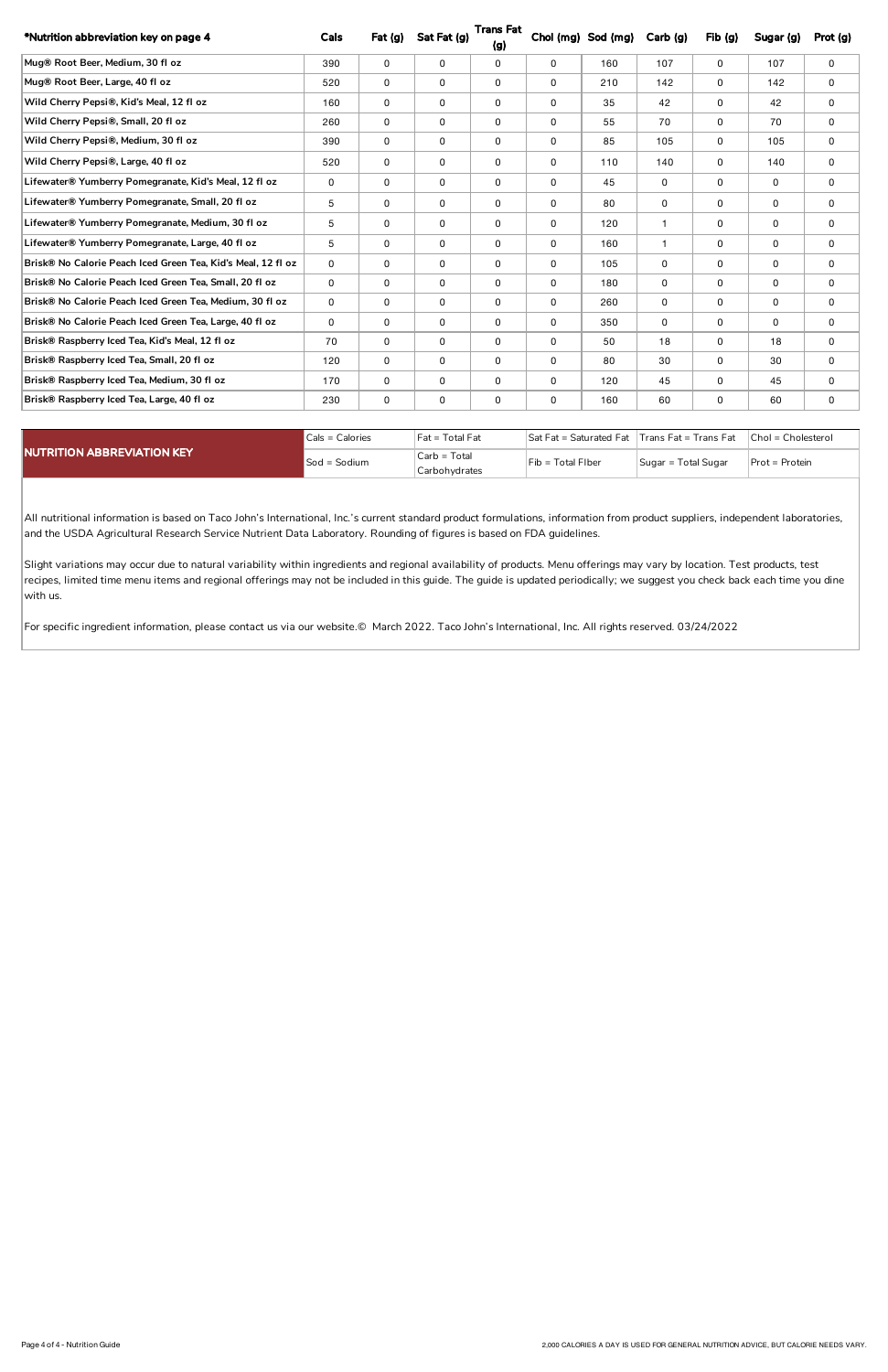| *Nutrition abbreviation key on page 4 | Cals | Fat (g) | Sat Fat (g) | Trans Fat (g) | Chol (mg) | Sod (mg) | Carb (g) | Fib (g) | Sugar (g) | Prot (g) |
|---|---|---|---|---|---|---|---|---|---|---|
| Mug® Root Beer, Medium, 30 fl oz | 390 | 0 | 0 | 0 | 0 | 160 | 107 | 0 | 107 | 0 |
| Mug® Root Beer, Large, 40 fl oz | 520 | 0 | 0 | 0 | 0 | 210 | 142 | 0 | 142 | 0 |
| Wild Cherry Pepsi®, Kid's Meal, 12 fl oz | 160 | 0 | 0 | 0 | 0 | 35 | 42 | 0 | 42 | 0 |
| Wild Cherry Pepsi®, Small, 20 fl oz | 260 | 0 | 0 | 0 | 0 | 55 | 70 | 0 | 70 | 0 |
| Wild Cherry Pepsi®, Medium, 30 fl oz | 390 | 0 | 0 | 0 | 0 | 85 | 105 | 0 | 105 | 0 |
| Wild Cherry Pepsi®, Large, 40 fl oz | 520 | 0 | 0 | 0 | 0 | 110 | 140 | 0 | 140 | 0 |
| Lifewater® Yumberry Pomegranate, Kid's Meal, 12 fl oz | 0 | 0 | 0 | 0 | 0 | 45 | 0 | 0 | 0 | 0 |
| Lifewater® Yumberry Pomegranate, Small, 20 fl oz | 5 | 0 | 0 | 0 | 0 | 80 | 0 | 0 | 0 | 0 |
| Lifewater® Yumberry Pomegranate, Medium, 30 fl oz | 5 | 0 | 0 | 0 | 0 | 120 | 1 | 0 | 0 | 0 |
| Lifewater® Yumberry Pomegranate, Large, 40 fl oz | 5 | 0 | 0 | 0 | 0 | 160 | 1 | 0 | 0 | 0 |
| Brisk® No Calorie Peach Iced Green Tea, Kid's Meal, 12 fl oz | 0 | 0 | 0 | 0 | 0 | 105 | 0 | 0 | 0 | 0 |
| Brisk® No Calorie Peach Iced Green Tea, Small, 20 fl oz | 0 | 0 | 0 | 0 | 0 | 180 | 0 | 0 | 0 | 0 |
| Brisk® No Calorie Peach Iced Green Tea, Medium, 30 fl oz | 0 | 0 | 0 | 0 | 0 | 260 | 0 | 0 | 0 | 0 |
| Brisk® No Calorie Peach Iced Green Tea, Large, 40 fl oz | 0 | 0 | 0 | 0 | 0 | 350 | 0 | 0 | 0 | 0 |
| Brisk® Raspberry Iced Tea, Kid's Meal, 12 fl oz | 70 | 0 | 0 | 0 | 0 | 50 | 18 | 0 | 18 | 0 |
| Brisk® Raspberry Iced Tea, Small, 20 fl oz | 120 | 0 | 0 | 0 | 0 | 80 | 30 | 0 | 30 | 0 |
| Brisk® Raspberry Iced Tea, Medium, 30 fl oz | 170 | 0 | 0 | 0 | 0 | 120 | 45 | 0 | 45 | 0 |
| Brisk® Raspberry Iced Tea, Large, 40 fl oz | 230 | 0 | 0 | 0 | 0 | 160 | 60 | 0 | 60 | 0 |

| NUTRITION ABBREVIATION KEY | | | | | |
|---|---|---|---|---|---|
| | Cals = Calories | Fat = Total Fat | Sat Fat = Saturated Fat | Trans Fat = Trans Fat | Chol = Cholesterol |
| | Sod = Sodium | Carb = Total Carbohydrates | Fib = Total FIber | Sugar = Total Sugar | Prot = Protein |

All nutritional information is based on Taco John's International, Inc.'s current standard product formulations, information from product suppliers, independent laboratories, and the USDA Agricultural Research Service Nutrient Data Laboratory. Rounding of figures is based on FDA guidelines.

Slight variations may occur due to natural variability within ingredients and regional availability of products. Menu offerings may vary by location. Test products, test recipes, limited time menu items and regional offerings may not be included in this guide. The guide is updated periodically; we suggest you check back each time you dine with us.

For specific ingredient information, please contact us via our website.© March 2022. Taco John's International, Inc. All rights reserved. 03/24/2022

2,000 CALORIES A DAY IS USED FOR GENERAL NUTRITION ADVICE, BUT CALORIE NEEDS VARY.